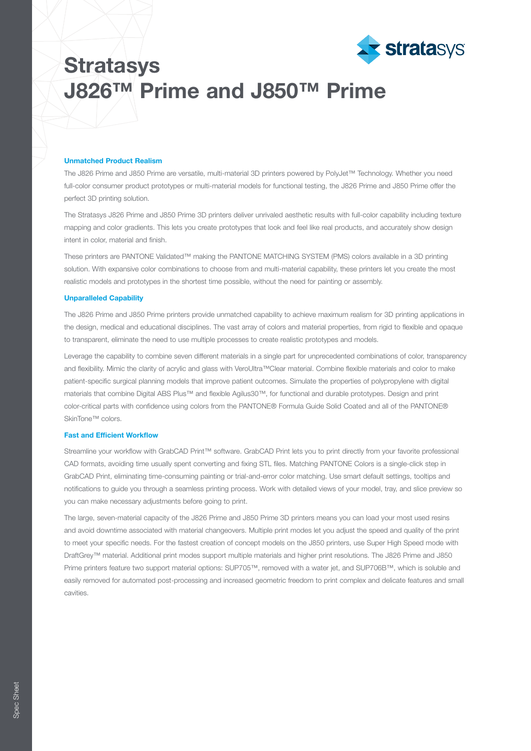# Stratasys J826™ Prime and J850™ Prime

### Unmatched Product Realism

The J826 Prime and J850 Prime are versatile, multi-material 3D printers powered by PolyJet™ Technology. Whether you need full-color consumer product prototypes or multi-material models for functional testing, the J826 Prime and J850 Prime offer the perfect 3D printing solution.

The Stratasys J826 Prime and J850 Prime 3D printers deliver unrivaled aesthetic results with full-color capability including texture mapping and color gradients. This lets you create prototypes that look and feel like real products, and accurately show design intent in color, material and finish.

These printers are PANTONE Validated™ making the PANTONE MATCHING SYSTEM (PMS) colors available in a 3D printing solution. With expansive color combinations to choose from and multi-material capability, these printers let you create the most realistic models and prototypes in the shortest time possible, without the need for painting or assembly.

### Unparalleled Capability

The J826 Prime and J850 Prime printers provide unmatched capability to achieve maximum realism for 3D printing applications in the design, medical and educational disciplines. The vast array of colors and material properties, from rigid to flexible and opaque to transparent, eliminate the need to use multiple processes to create realistic prototypes and models.

Leverage the capability to combine seven different materials in a single part for unprecedented combinations of color, transparency and flexibility. Mimic the clarity of acrylic and glass with VeroUltra™Clear material. Combine flexible materials and color to make patient-specific surgical planning models that improve patient outcomes. Simulate the properties of polypropylene with digital materials that combine Digital ABS Plus™ and flexible Agilus30™, for functional and durable prototypes. Design and print color-critical parts with confidence using colors from the PANTONE® Formula Guide Solid Coated and all of the PANTONE® SkinTone™ colors.

### Fast and Efficient Workflow

Streamline your workflow with GrabCAD Print™ software. GrabCAD Print lets you to print directly from your favorite professional CAD formats, avoiding time usually spent converting and fixing STL files. Matching PANTONE Colors is a single-click step in GrabCAD Print, eliminating time-consuming painting or trial-and-error color matching. Use smart default settings, tooltips and notifications to guide you through a seamless printing process. Work with detailed views of your model, tray, and slice preview so you can make necessary adjustments before going to print.

The large, seven-material capacity of the J826 Prime and J850 Prime 3D printers means you can load your most used resins and avoid downtime associated with material changeovers. Multiple print modes let you adjust the speed and quality of the print to meet your specific needs. For the fastest creation of concept models on the J850 printers, use Super High Speed mode with DraftGrey™ material. Additional print modes support multiple materials and higher print resolutions. The J826 Prime and J850 Prime printers feature two support material options: SUP705™, removed with a water jet, and SUP706B™, which is soluble and easily removed for automated post-processing and increased geometric freedom to print complex and delicate features and small cavities.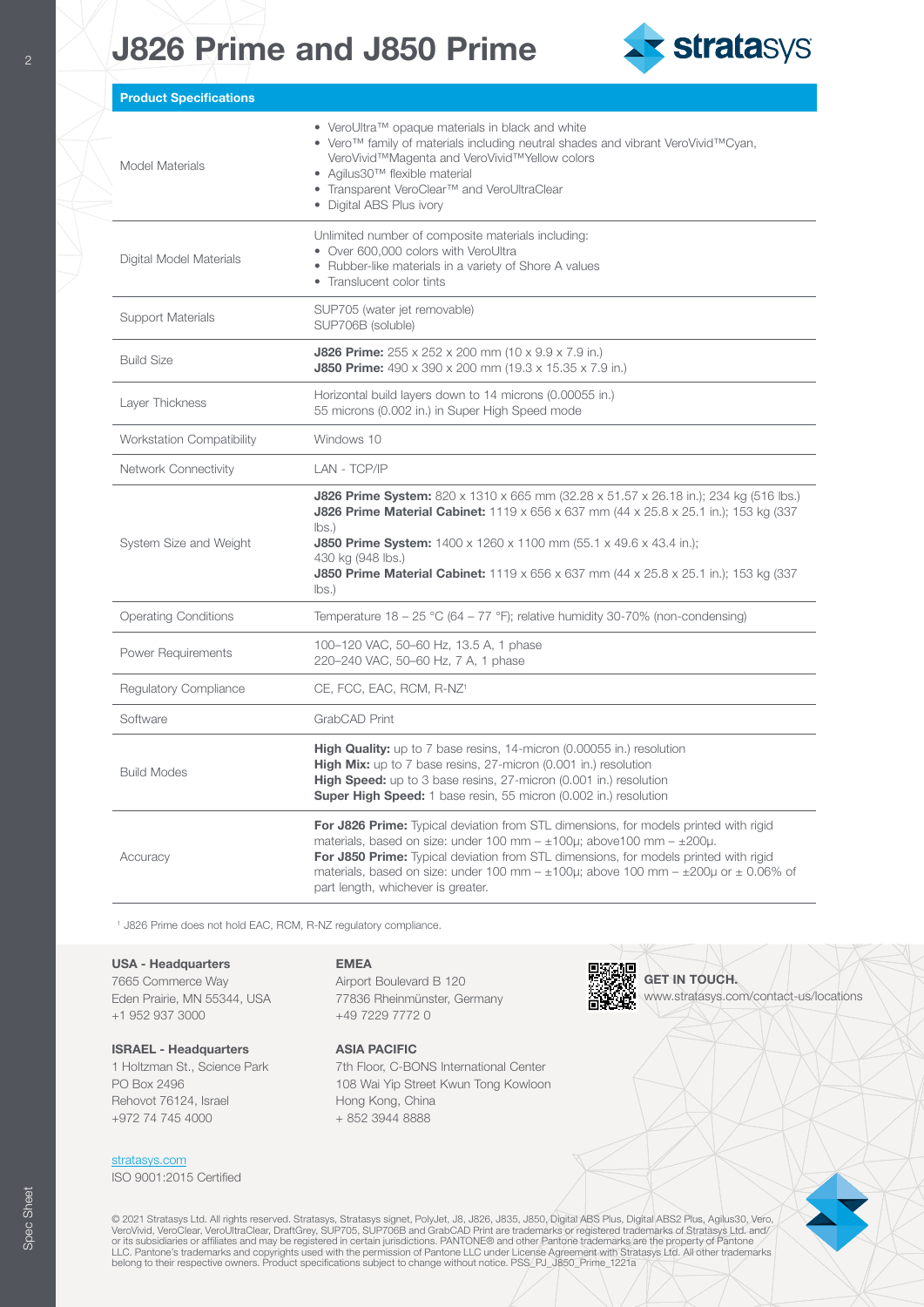# J826 Prime and J850 Prime

| Product Specifications | |
|---|---|
| Model Materials | • VeroUltra™ opaque materials in black and white<br>• Vero™ family of materials including neutral shades and vibrant VeroVivid™Cyan, VeroVivid™Magenta and VeroVivid™Yellow colors<br>• Agilus30™ flexible material<br>• Transparent VeroClear™ and VeroUltraClear<br>• Digital ABS Plus ivory |
| Digital Model Materials | Unlimited number of composite materials including:<br>• Over 600,000 colors with VeroUltra<br>• Rubber-like materials in a variety of Shore A values<br>• Translucent color tints |
| Support Materials | SUP705 (water jet removable)<br>SUP706B (soluble) |
| Build Size | **J826 Prime:** 255 x 252 x 200 mm (10 x 9.9 x 7.9 in.)<br>**J850 Prime:** 490 x 390 x 200 mm (19.3 x 15.35 x 7.9 in.) |
| Layer Thickness | Horizontal build layers down to 14 microns (0.00055 in.)<br>55 microns (0.002 in.) in Super High Speed mode |
| Workstation Compatibility | Windows 10 |
| Network Connectivity | LAN - TCP/IP |
| System Size and Weight | **J826 Prime System:** 820 x 1310 x 665 mm (32.28 x 51.57 x 26.18 in.); 234 kg (516 lbs.)<br>**J826 Prime Material Cabinet:** 1119 x 656 x 637 mm (44 x 25.8 x 25.1 in.); 153 kg (337 lbs.)<br>**J850 Prime System:** 1400 x 1260 x 1100 mm (55.1 x 49.6 x 43.4 in.); 430 kg (948 lbs.)<br>**J850 Prime Material Cabinet:** 1119 x 656 x 637 mm (44 x 25.8 x 25.1 in.); 153 kg (337 lbs.) |
| Operating Conditions | Temperature 18 – 25 °C (64 – 77 °F); relative humidity 30-70% (non-condensing) |
| Power Requirements | 100–120 VAC, 50–60 Hz, 13.5 A, 1 phase<br>220–240 VAC, 50–60 Hz, 7 A, 1 phase |
| Regulatory Compliance | CE, FCC, EAC, RCM, R-NZ[1] |
| Software | GrabCAD Print |
| Build Modes | **High Quality:** up to 7 base resins, 14-micron (0.00055 in.) resolution<br>**High Mix:** up to 7 base resins, 27-micron (0.001 in.) resolution<br>**High Speed:** up to 3 base resins, 27-micron (0.001 in.) resolution<br>**Super High Speed:** 1 base resin, 55 micron (0.002 in.) resolution |
| Accuracy | **For J826 Prime:** Typical deviation from STL dimensions, for models printed with rigid materials, based on size: under 100 mm – ±100µ; above100 mm – ±200µ.<br>**For J850 Prime:** Typical deviation from STL dimensions, for models printed with rigid materials, based on size: under 100 mm – ±100µ; above 100 mm – ±200µ or ± 0.06% of part length, whichever is greater. |

[1] J826 Prime does not hold EAC, RCM, R-NZ regulatory compliance.

**USA - Headquarters**
7665 Commerce Way
Eden Prairie, MN 55344, USA
+1 952 937 3000

**ISRAEL - Headquarters**
1 Holtzman St., Science Park
PO Box 2496
Rehovot 76124, Israel
+972 74 745 4000

**EMEA**
Airport Boulevard B 120
77836 Rheinmünster, Germany
+49 7229 7772 0

**ASIA PACIFIC**
7th Floor, C-BONS International Center
108 Wai Yip Street Kwun Tong Kowloon
Hong Kong, China
+ 852 3944 8888

**GET IN TOUCH.**
www.stratasys.com/contact-us/locations

stratasys.com
ISO 9001:2015 Certified

© 2021 Stratasys Ltd. All rights reserved. Stratasys, Stratasys signet, PolyJet, J8, J826, J835, J850, Digital ABS Plus, Digital ABS2 Plus, Agilus30, Vero, VeroVivid, VeroClear, VeroUltraClear, DraftGrey, SUP705, SUP706B and GrabCAD Print are trademarks or registered trademarks of Stratasys Ltd. and/or its subsidiaries or affiliates and may be registered in certain jurisdictions. PANTONE® and other Pantone trademarks are the property of Pantone LLC. Pantone's trademarks and copyrights used with the permission of Pantone LLC under License Agreement with Stratasys Ltd. All other trademarks belong to their respective owners. Product specifications subject to change without notice. PSS_PJ_J850_Prime_1221a